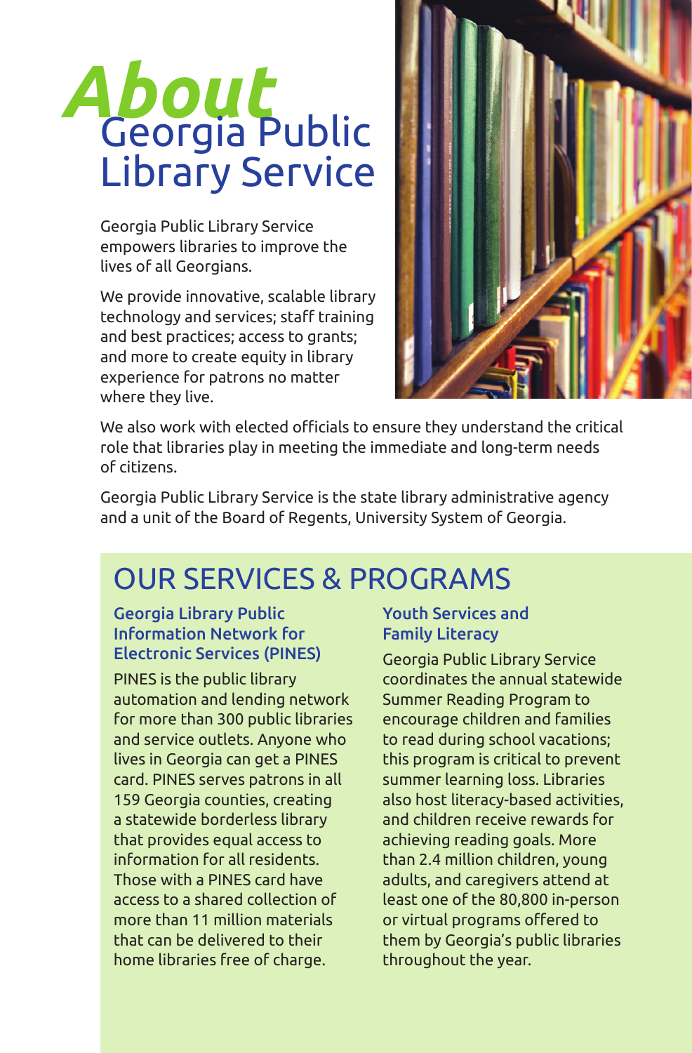# *About* Georgia Public Library Service

Georgia Public Library Service empowers libraries to improve the lives of all Georgians.

We provide innovative, scalable library technology and services; staff training and best practices; access to grants; and more to create equity in library experience for patrons no matter where they live.

We also work with elected officials to ensure they understand the critical role that libraries play in meeting the immediate and long-term needs of citizens.

Georgia Public Library Service is the state library administrative agency and a unit of the Board of Regents, University System of Georgia.

## OUR SERVICES & PROGRAMS

### Georgia Library Public Information Network for Electronic Services (PINES)

PINES is the public library automation and lending network for more than 300 public libraries and service outlets. Anyone who lives in Georgia can get a PINES card. PINES serves patrons in all 159 Georgia counties, creating a statewide borderless library that provides equal access to information for all residents. Those with a PINES card have access to a shared collection of more than 11 million materials that can be delivered to their home libraries free of charge.

### Youth Services and Family Literacy

Georgia Public Library Service coordinates the annual statewide Summer Reading Program to encourage children and families to read during school vacations; this program is critical to prevent summer learning loss. Libraries also host literacy-based activities, and children receive rewards for achieving reading goals. More than 2.4 million children, young adults, and caregivers attend at least one of the 80,800 in-person or virtual programs offered to them by Georgia's public libraries throughout the year.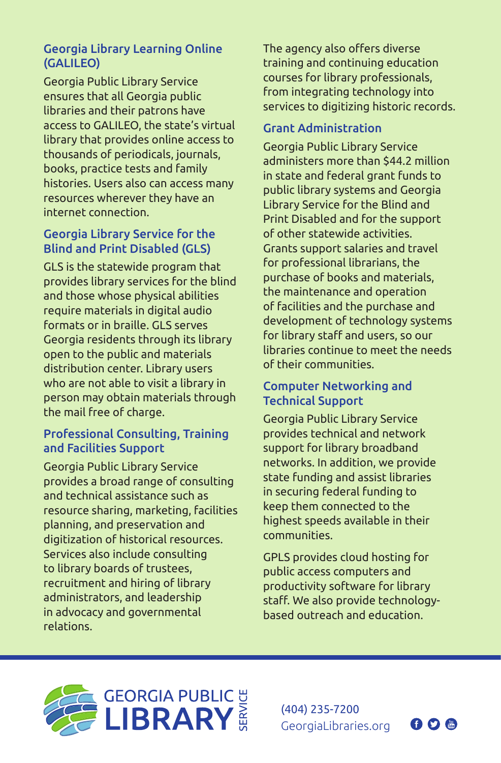## Georgia Library Learning Online (GALILEO)

Georgia Public Library Service ensures that all Georgia public libraries and their patrons have access to GALILEO, the state's virtual library that provides online access to thousands of periodicals, journals, books, practice tests and family histories. Users also can access many resources wherever they have an internet connection.

## Georgia Library Service for the Blind and Print Disabled (GLS)

GLS is the statewide program that provides library services for the blind and those whose physical abilities require materials in digital audio formats or in braille. GLS serves Georgia residents through its library open to the public and materials distribution center. Library users who are not able to visit a library in person may obtain materials through the mail free of charge.

## Professional Consulting, Training and Facilities Support

Georgia Public Library Service provides a broad range of consulting and technical assistance such as resource sharing, marketing, facilities planning, and preservation and digitization of historical resources. Services also include consulting to library boards of trustees, recruitment and hiring of library administrators, and leadership in advocacy and governmental relations.

The agency also offers diverse training and continuing education courses for library professionals, from integrating technology into services to digitizing historic records.

## Grant Administration

Georgia Public Library Service administers more than $44.2 million in state and federal grant funds to public library systems and Georgia Library Service for the Blind and Print Disabled and for the support of other statewide activities. Grants support salaries and travel for professional librarians, the purchase of books and materials, the maintenance and operation of facilities and the purchase and development of technology systems for library staff and users, so our libraries continue to meet the needs of their communities.

## Computer Networking and Technical Support

Georgia Public Library Service provides technical and network support for library broadband networks. In addition, we provide state funding and assist libraries in securing federal funding to keep them connected to the highest speeds available in their communities.

GPLS provides cloud hosting for public access computers and productivity software for library staff. We also provide technology-based outreach and education.

GEORGIA PUBLIC LIBRARY SERVICE

(404) 235-7200

GeorgiaLibraries.org